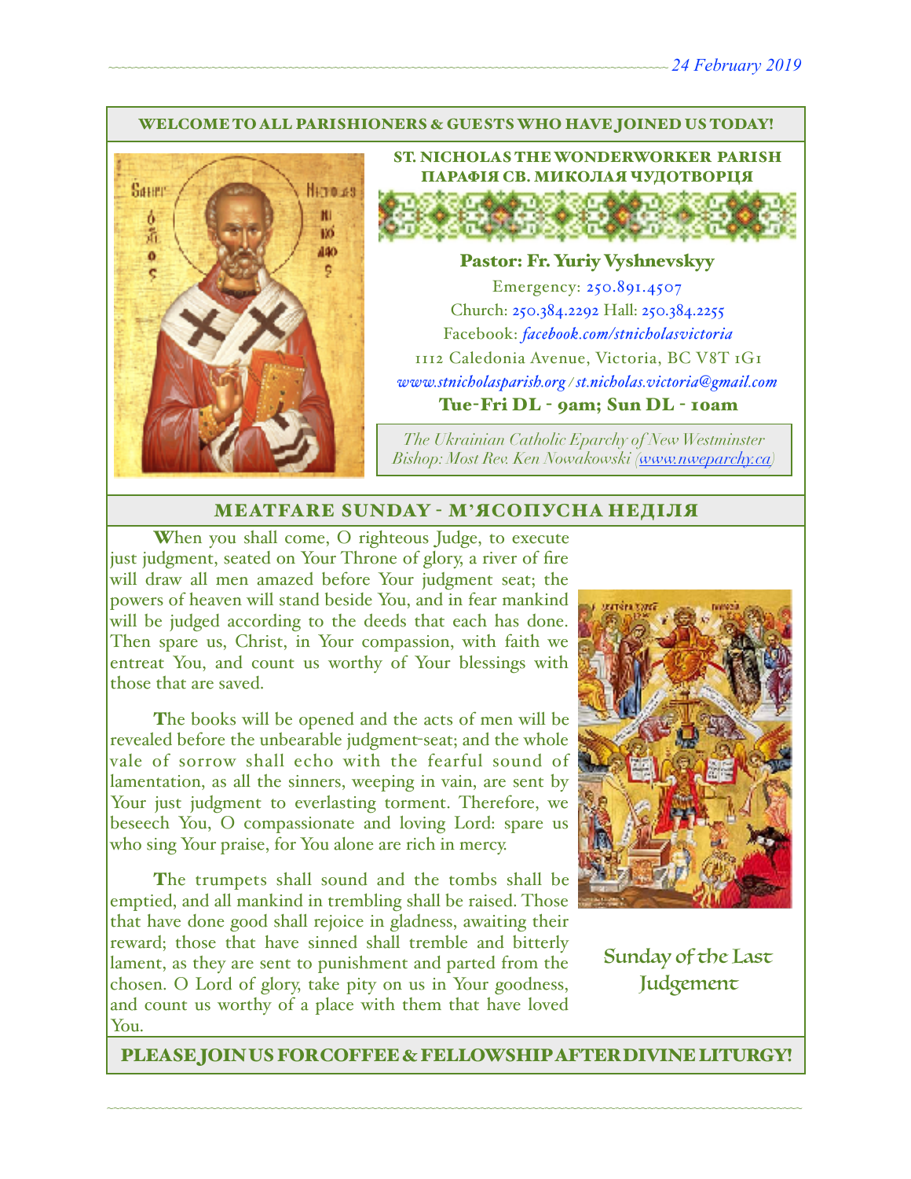24 February 2019

WELCOME TO ALL PARISHIONERS & GUESTS WHO HAVE JOINED US TODAY!

## ST. NICHOLAS THE WONDERWORKER PARISH
## ПАРАФІЯ СВ. МИКОЛАЯ ЧУДОТВОРЦЯ

**Pastor: Fr. Yuriy Vyshnevskyy**

Emergency: 250.891.4507

Church: 250.384.2292 Hall: 250.384.2255

Facebook: *facebook.com/stnicholasvictoria*

1112 Caledonia Avenue, Victoria, BC V8T 1G1

*www.stnicholasparish.org / st.nicholas.victoria@gmail.com*

**Tue-Fri DL - 9am; Sun DL - 10am**

*The Ukrainian Catholic Eparchy of New Westminster*
*Bishop: Most Rev. Ken Nowakowski (www.nweparchy.ca)*

## MEATFARE SUNDAY - М'ЯСОПУСНА НЕДІЛЯ

When you shall come, O righteous Judge, to execute just judgment, seated on Your Throne of glory, a river of fire will draw all men amazed before Your judgment seat; the powers of heaven will stand beside You, and in fear mankind will be judged according to the deeds that each has done. Then spare us, Christ, in Your compassion, with faith we entreat You, and count us worthy of Your blessings with those that are saved.

The books will be opened and the acts of men will be revealed before the unbearable judgment-seat; and the whole vale of sorrow shall echo with the fearful sound of lamentation, as all the sinners, weeping in vain, are sent by Your just judgment to everlasting torment. Therefore, we beseech You, O compassionate and loving Lord: spare us who sing Your praise, for You alone are rich in mercy.

The trumpets shall sound and the tombs shall be emptied, and all mankind in trembling shall be raised. Those that have done good shall rejoice in gladness, awaiting their reward; those that have sinned shall tremble and bitterly lament, as they are sent to punishment and parted from the chosen. O Lord of glory, take pity on us in Your goodness, and count us worthy of a place with them that have loved You.

Sunday of the Last Judgement

PLEASE JOIN US FOR COFFEE & FELLOWSHIP AFTER DIVINE LITURGY!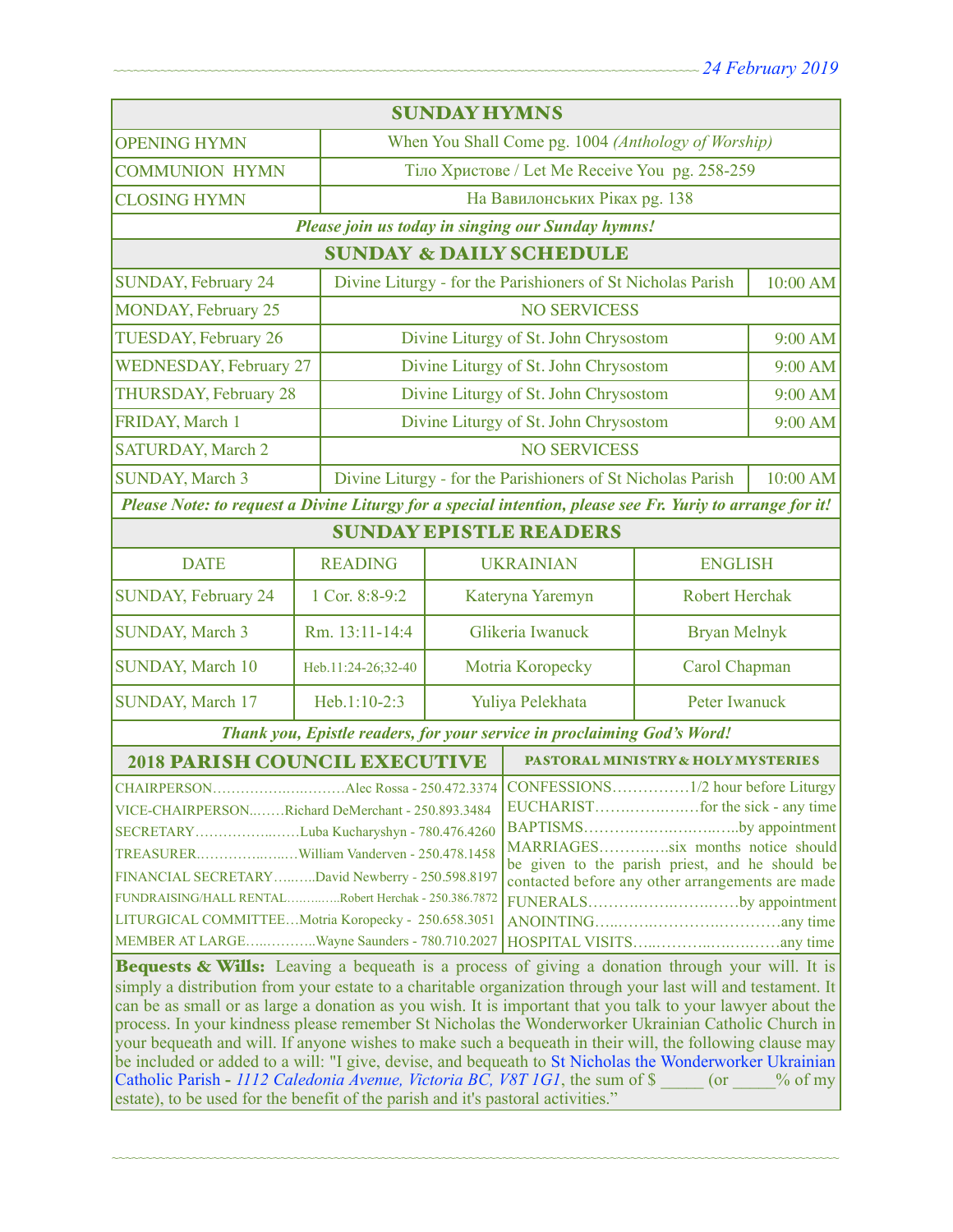## SUNDAY HYMNS

| | |
|---|---|
| OPENING HYMN | When You Shall Come pg. 1004 *(Anthology of Worship)* |
| COMMUNION HYMN | Тіло Христове / Let Me Receive You pg. 258-259 |
| CLOSING HYMN | На Вавилонських Ріках pg. 138 |

***Please join us today in singing our Sunday hymns!***

## SUNDAY & DAILY SCHEDULE

| | | |
|---|---|---|
| SUNDAY, February 24 | Divine Liturgy - for the Parishioners of St Nicholas Parish | 10:00 AM |
| MONDAY, February 25 | NO SERVICESS | |
| TUESDAY, February 26 | Divine Liturgy of St. John Chrysostom | 9:00 AM |
| WEDNESDAY, February 27 | Divine Liturgy of St. John Chrysostom | 9:00 AM |
| THURSDAY, February 28 | Divine Liturgy of St. John Chrysostom | 9:00 AM |
| FRIDAY, March 1 | Divine Liturgy of St. John Chrysostom | 9:00 AM |
| SATURDAY, March 2 | NO SERVICESS | |
| SUNDAY, March 3 | Divine Liturgy - for the Parishioners of St Nicholas Parish | 10:00 AM |

***Please Note: to request a Divine Liturgy for a special intention, please see Fr. Yuriy to arrange for it!***

## SUNDAY EPISTLE READERS

| DATE | READING | UKRAINIAN | ENGLISH |
|---|---|---|---|
| SUNDAY, February 24 | 1 Cor. 8:8-9:2 | Kateryna Yaremyn | Robert Herchak |
| SUNDAY, March 3 | Rm. 13:11-14:4 | Glikeria Iwanuck | Bryan Melnyk |
| SUNDAY, March 10 | Heb.11:24-26;32-40 | Motria Koropecky | Carol Chapman |
| SUNDAY, March 17 | Heb.1:10-2:3 | Yuliya Pelekhata | Peter Iwanuck |

***Thank you, Epistle readers, for your service in proclaiming God's Word!***

## 2018 PARISH COUNCIL EXECUTIVE

- CHAIRPERSON…………………………Alec Rossa - 250.472.3374
- VICE-CHAIRPERSON…….Richard DeMerchant - 250.893.3484
- SECRETARY………………Luba Kucharyshyn - 780.476.4260
- TREASURER………………William Vanderven - 250.478.1458
- FINANCIAL SECRETARY……..David Newberry - 250.598.8197
- FUNDRAISING/HALL RENTAL…………Robert Herchak - 250.386.7872
- LITURGICAL COMMITTEE…Motria Koropecky - 250.658.3051
- MEMBER AT LARGE…………..Wayne Saunders - 780.710.2027

## PASTORAL MINISTRY & HOLY MYSTERIES

- CONFESSIONS……………1/2 hour before Liturgy
- EUCHARIST………………for the sick - any time
- BAPTISMS…………………………by appointment
- MARRIAGES…………six months notice should be given to the parish priest, and he should be contacted before any other arrangements are made
- FUNERALS…………………………by appointment
- ANOINTING……………………………any time
- HOSPITAL VISITS…………………………any time

**Bequests & Wills:** Leaving a bequeath is a process of giving a donation through your will. It is simply a distribution from your estate to a charitable organization through your last will and testament. It can be as small or as large a donation as you wish. It is important that you talk to your lawyer about the process. In your kindness please remember St Nicholas the Wonderworker Ukrainian Catholic Church in your bequeath and will. If anyone wishes to make such a bequeath in their will, the following clause may be included or added to a will: "I give, devise, and bequeath to St Nicholas the Wonderworker Ukrainian Catholic Parish - *1112 Caledonia Avenue, Victoria BC, V8T 1G1*, the sum of $ _____ (or _____% of my estate), to be used for the benefit of the parish and it's pastoral activities."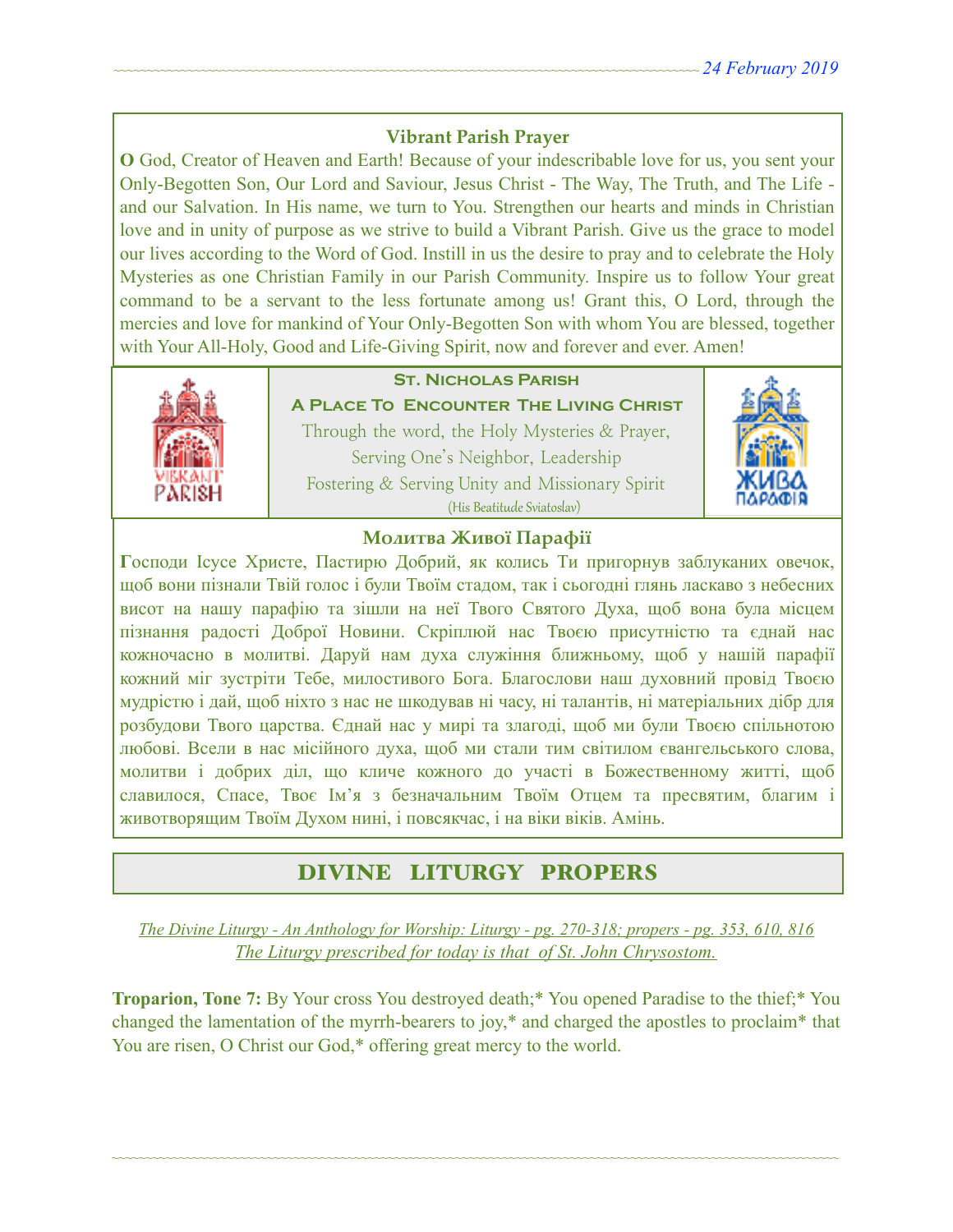### Vibrant Parish Prayer

**O** God, Creator of Heaven and Earth! Because of your indescribable love for us, you sent your Only-Begotten Son, Our Lord and Saviour, Jesus Christ - The Way, The Truth, and The Life - and our Salvation. In His name, we turn to You. Strengthen our hearts and minds in Christian love and in unity of purpose as we strive to build a Vibrant Parish. Give us the grace to model our lives according to the Word of God. Instill in us the desire to pray and to celebrate the Holy Mysteries as one Christian Family in our Parish Community. Inspire us to follow Your great command to be a servant to the less fortunate among us! Grant this, O Lord, through the mercies and love for mankind of Your Only-Begotten Son with whom You are blessed, together with Your All-Holy, Good and Life-Giving Spirit, now and forever and ever. Amen!

**St. Nicholas Parish**

**A Place To Encounter The Living Christ**

Through the word, the Holy Mysteries & Prayer,
Serving One's Neighbor, Leadership
Fostering & Serving Unity and Missionary Spirit
(His Beatitude Sviatoslav)

### Молитва Живої Парафії

**Г**осподи Ісусе Христе, Пастирю Добрий, як колись Ти пригорнув заблуканих овечок, щоб вони пізнали Твій голос і були Твоїм стадом, так і сьогодні глянь ласкаво з небесних висот на нашу парафію та зішли на неї Твого Святого Духа, щоб вона була місцем пізнання радості Доброї Новини. Скріплюй нас Твоєю присутністю та єднай нас кожночасно в молитві. Даруй нам духа служіння ближньому, щоб у нашій парафії кожний міг зустріти Тебе, милостивого Бога. Благослови наш духовний провід Твоєю мудрістю і дай, щоб ніхто з нас не шкодував ні часу, ні талантів, ні матеріальних дібр для розбудови Твого царства. Єднай нас у мирі та злагоді, щоб ми були Твоєю спільнотою любові. Всели в нас місійного духа, щоб ми стали тим світилом євангельського слова, молитви і добрих діл, що кличе кожного до участі в Божественному житті, щоб славилося, Спасе, Твоє Ім'я з безначальним Твоїм Отцем та пресвятим, благим і животворящим Твоїм Духом нині, і повсякчас, і на віки віків. Амінь.

## DIVINE LITURGY PROPERS

*The Divine Liturgy - An Anthology for Worship: Liturgy - pg. 270-318; propers - pg. 353, 610, 816*
*The Liturgy prescribed for today is that of St. John Chrysostom.*

**Troparion, Tone 7:** By Your cross You destroyed death;* You opened Paradise to the thief;* You changed the lamentation of the myrrh-bearers to joy,* and charged the apostles to proclaim* that You are risen, O Christ our God,* offering great mercy to the world.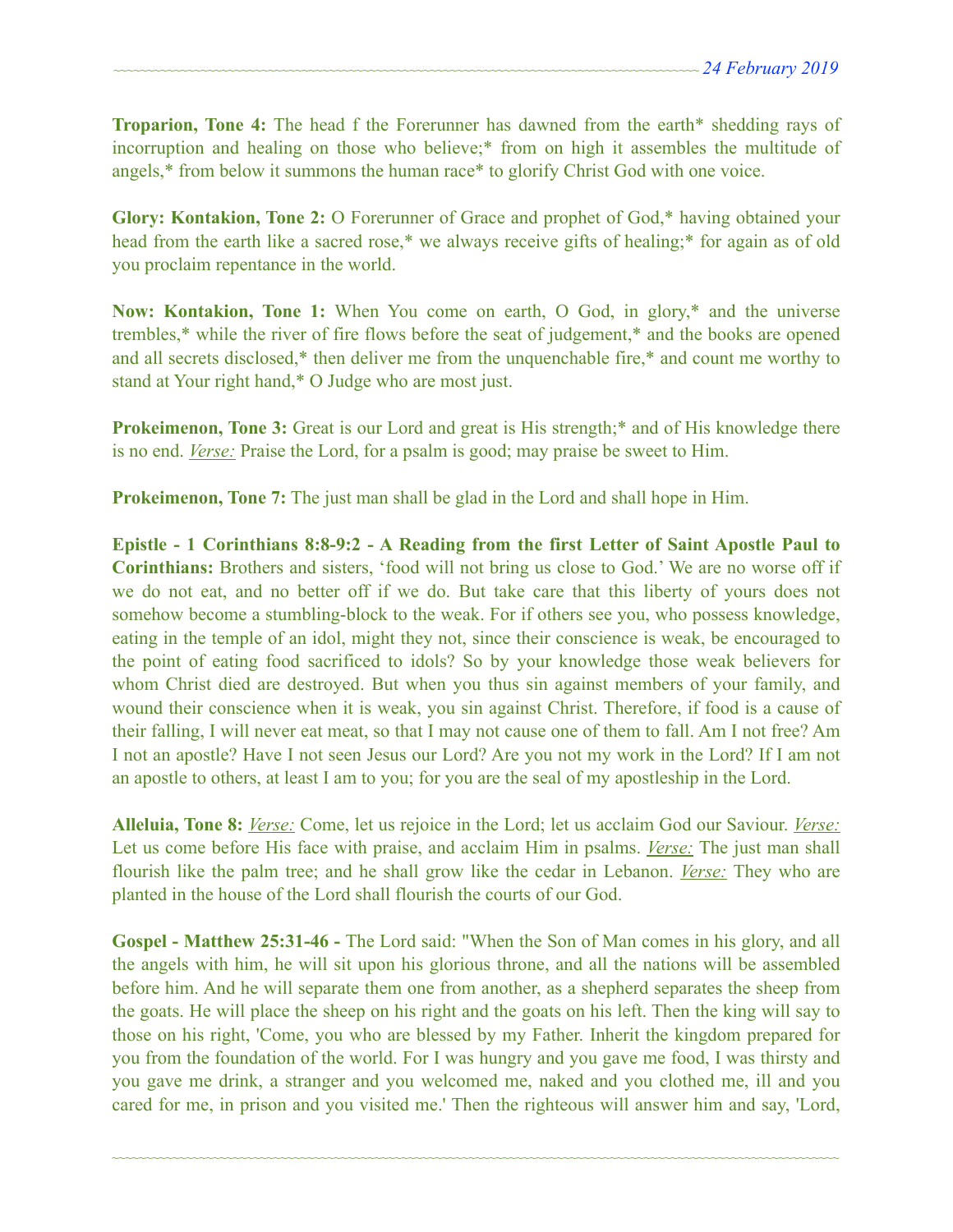**Troparion, Tone 4:** The head f the Forerunner has dawned from the earth* shedding rays of incorruption and healing on those who believe;* from on high it assembles the multitude of angels,* from below it summons the human race* to glorify Christ God with one voice.

**Glory: Kontakion, Tone 2:** O Forerunner of Grace and prophet of God,* having obtained your head from the earth like a sacred rose,* we always receive gifts of healing;* for again as of old you proclaim repentance in the world.

**Now: Kontakion, Tone 1:** When You come on earth, O God, in glory,* and the universe trembles,* while the river of fire flows before the seat of judgement,* and the books are opened and all secrets disclosed,* then deliver me from the unquenchable fire,* and count me worthy to stand at Your right hand,* O Judge who are most just.

**Prokeimenon, Tone 3:** Great is our Lord and great is His strength;* and of His knowledge there is no end. *Verse:* Praise the Lord, for a psalm is good; may praise be sweet to Him.

**Prokeimenon, Tone 7:** The just man shall be glad in the Lord and shall hope in Him.

**Epistle - 1 Corinthians 8:8-9:2 - A Reading from the first Letter of Saint Apostle Paul to Corinthians:** Brothers and sisters, 'food will not bring us close to God.' We are no worse off if we do not eat, and no better off if we do. But take care that this liberty of yours does not somehow become a stumbling-block to the weak. For if others see you, who possess knowledge, eating in the temple of an idol, might they not, since their conscience is weak, be encouraged to the point of eating food sacrificed to idols? So by your knowledge those weak believers for whom Christ died are destroyed. But when you thus sin against members of your family, and wound their conscience when it is weak, you sin against Christ. Therefore, if food is a cause of their falling, I will never eat meat, so that I may not cause one of them to fall. Am I not free? Am I not an apostle? Have I not seen Jesus our Lord? Are you not my work in the Lord? If I am not an apostle to others, at least I am to you; for you are the seal of my apostleship in the Lord.

**Alleluia, Tone 8:** *Verse:* Come, let us rejoice in the Lord; let us acclaim God our Saviour. *Verse:* Let us come before His face with praise, and acclaim Him in psalms. *Verse:* The just man shall flourish like the palm tree; and he shall grow like the cedar in Lebanon. *Verse:* They who are planted in the house of the Lord shall flourish the courts of our God.

**Gospel - Matthew 25:31-46 -** The Lord said: "When the Son of Man comes in his glory, and all the angels with him, he will sit upon his glorious throne, and all the nations will be assembled before him. And he will separate them one from another, as a shepherd separates the sheep from the goats. He will place the sheep on his right and the goats on his left. Then the king will say to those on his right, 'Come, you who are blessed by my Father. Inherit the kingdom prepared for you from the foundation of the world. For I was hungry and you gave me food, I was thirsty and you gave me drink, a stranger and you welcomed me, naked and you clothed me, ill and you cared for me, in prison and you visited me.' Then the righteous will answer him and say, 'Lord,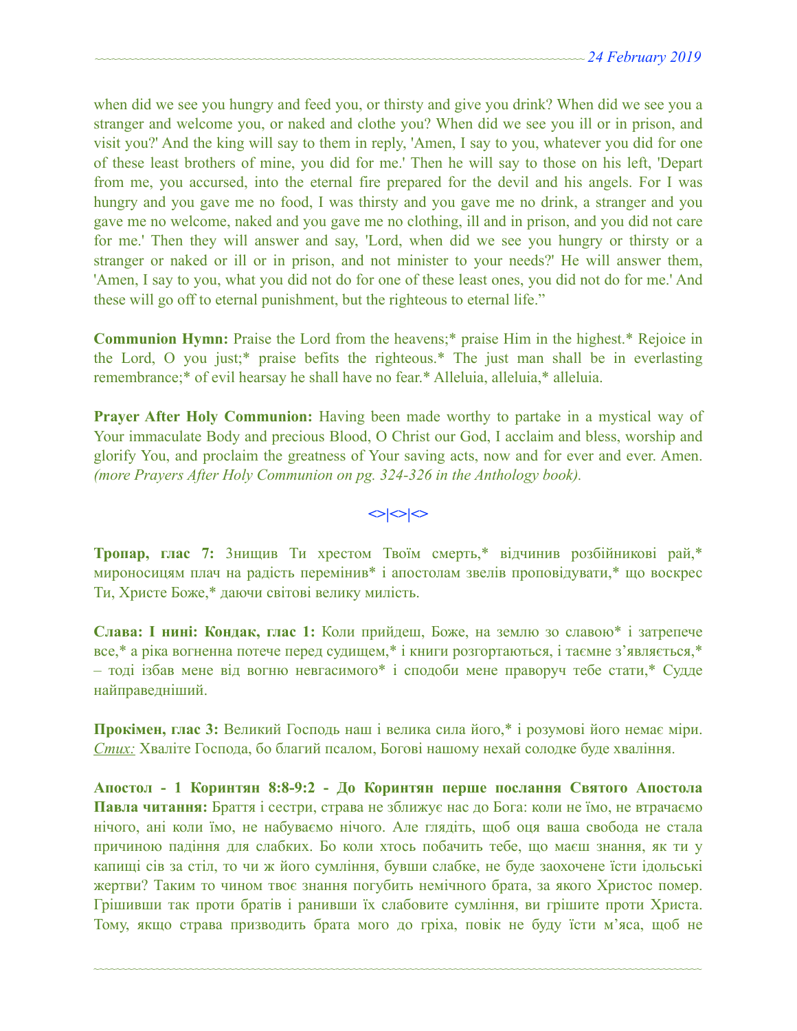when did we see you hungry and feed you, or thirsty and give you drink? When did we see you a stranger and welcome you, or naked and clothe you? When did we see you ill or in prison, and visit you?' And the king will say to them in reply, 'Amen, I say to you, whatever you did for one of these least brothers of mine, you did for me.' Then he will say to those on his left, 'Depart from me, you accursed, into the eternal fire prepared for the devil and his angels. For I was hungry and you gave me no food, I was thirsty and you gave me no drink, a stranger and you gave me no welcome, naked and you gave me no clothing, ill and in prison, and you did not care for me.' Then they will answer and say, 'Lord, when did we see you hungry or thirsty or a stranger or naked or ill or in prison, and not minister to your needs?' He will answer them, 'Amen, I say to you, what you did not do for one of these least ones, you did not do for me.' And these will go off to eternal punishment, but the righteous to eternal life."

**Communion Hymn:** Praise the Lord from the heavens;* praise Him in the highest.* Rejoice in the Lord, O you just;* praise befits the righteous.* The just man shall be in everlasting remembrance;* of evil hearsay he shall have no fear.* Alleluia, alleluia,* alleluia.

**Prayer After Holy Communion:** Having been made worthy to partake in a mystical way of Your immaculate Body and precious Blood, O Christ our God, I acclaim and bless, worship and glorify You, and proclaim the greatness of Your saving acts, now and for ever and ever. Amen. *(more Prayers After Holy Communion on pg. 324-326 in the Anthology book).*

<>|<>|<>

**Тропар, глас 7:** Знищив Ти хрестом Твоїм смерть,* відчинив розбійникові рай,* мироносицям плач на радість перемінив* і апостолам звелів проповідувати,* що воскрес Ти, Христе Боже,* даючи світові велику милість.

**Слава: І нині: Кондак, глас 1:** Коли прийдеш, Боже, на землю зо славою* і затрепече все,* а ріка вогненна потече перед судищем,* і книги розгортаються, і таємне з'являється,* – тоді ізбав мене від вогню невгасимого* і сподоби мене праворуч тебе стати,* Судде найправедніший.

**Прокімен, глас 3:** Великий Господь наш і велика сила його,* і розумові його немає міри. *Стих:* Хваліте Господа, бо благий псалом, Богові нашому нехай солодке буде хваління.

**Апостол - 1 Коринтян 8:8-9:2 - До Коринтян перше послання Святого Апостола Павла читання:** Браття і сестри, страва не зближує нас до Бога: коли не їмо, не втрачаємо нічого, ані коли їмо, не набуваємо нічого. Але глядіть, щоб оця ваша свобода не стала причиною падіння для слабких. Бо коли хтось побачить тебе, що маєш знання, як ти у капищі сів за стіл, то чи ж його сумління, бувши слабке, не буде заохочене їсти ідольські жертви? Таким то чином твоє знання погубить немічного брата, за якого Христос помер. Грішивши так проти братів і ранивши їх слабовите сумління, ви грішите проти Христа. Тому, якщо страва призводить брата мого до гріха, повік не буду їсти м'яса, щоб не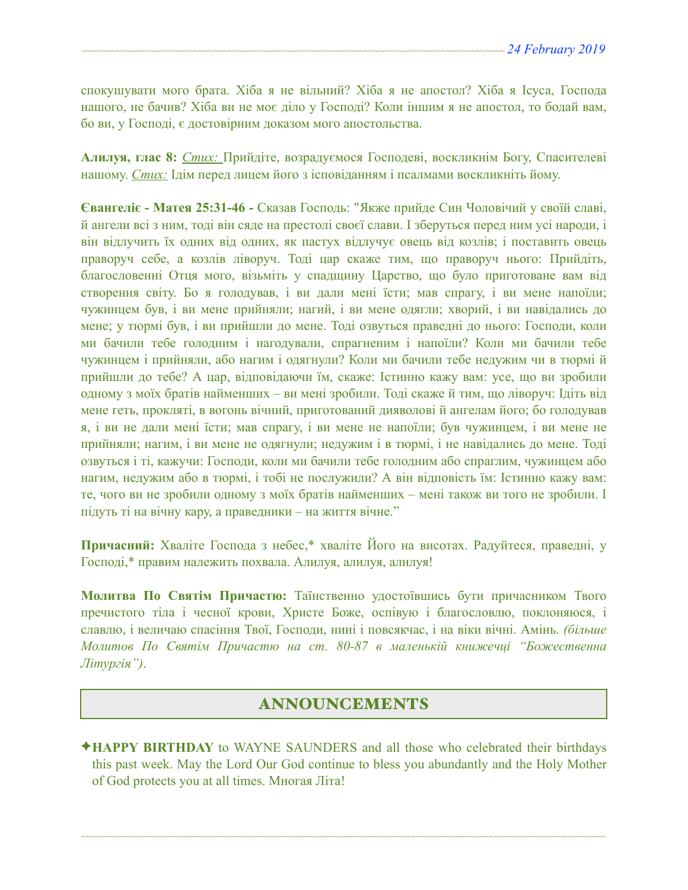спокушувати мого брата. Хіба я не вільний? Хіба я не апостол? Хіба я Ісуса, Господа нашого, не бачив? Хіба ви не моє діло у Господі? Коли іншим я не апостол, то бодай вам, бо ви, у Господі, є достовірним доказом мого апостольства.

**Алилуя, глас 8:** *Стих:* Прийдіте, возрадуємося Господеві, воскликнім Богу, Спасителеві нашому. *Стих:* Ідім перед лицем його з ісповіданням і псалмами воскликніть йому.

**Євангеліє - Матея 25:31-46 -** Сказав Господь: "Якже прийде Син Чоловічий у своїй славі, й ангели всі з ним, тоді він сяде на престолі своєї слави. І зберуться перед ним усі народи, і він відлучить їх одних від одних, як пастух відлучує овець від козлів; і поставить овець праворуч себе, а козлів ліворуч. Тоді цар скаже тим, що праворуч нього: Прийдіть, благословенні Отця мого, візьміть у спадщину Царство, що було приготоване вам від створення світу. Бо я голодував, і ви дали мені їсти; мав спрагу, і ви мене напоїли; чужинцем був, і ви мене прийняли; нагий, і ви мене одягли; хворий, і ви навідались до мене; у тюрмі був, і ви прийшли до мене. Тоді озвуться праведні до нього: Господи, коли ми бачили тебе голодним і нагодували, спрагненим і напоїли? Коли ми бачили тебе чужинцем і прийняли, або нагим і одягнули? Коли ми бачили тебе недужим чи в тюрмі й прийшли до тебе? А цар, відповідаючи їм, скаже: Істинно кажу вам: усе, що ви зробили одному з моїх братів найменших – ви мені зробили. Тоді скаже й тим, що ліворуч: Ідіть від мене геть, прокляті, в вогонь вічний, приготований дияволові й ангелам його; бо голодував я, і ви не дали мені їсти; мав спрагу, і ви мене не напоїли; був чужинцем, і ви мене не прийняли; нагим, і ви мене не одягнули; недужим і в тюрмі, і не навідались до мене. Тоді озвуться і ті, кажучи: Господи, коли ми бачили тебе голодним або спраглим, чужинцем або нагим, недужим або в тюрмі, і тобі не послужили? А він відповість їм: Істинно кажу вам: те, чого ви не зробили одному з моїх братів найменших – мені також ви того не зробили. І підуть ті на вічну кару, а праведники – на життя вічне."

**Причасний:** Хваліте Господа з небес,* хваліте Його на висотах. Радуйтеся, праведні, у Господі,* правим належить похвала. Алилуя, алилуя, алилуя!

**Молитва По Святім Причастю:** Таїнственно удостоївшись бути причасником Твого пречистого тіла і чесної крови, Христе Боже, оспівую і благословлю, поклоняюся, і славлю, і величаю спасіння Твої, Господи, нині і повсякчас, і на віки вічні. Амінь. *(більше Молитов По Святім Причастю на ст. 80-87 в маленькій книжечці "Божественна Літургія")*.

## ANNOUNCEMENTS

✦**HAPPY BIRTHDAY** to WAYNE SAUNDERS and all those who celebrated their birthdays this past week. May the Lord Our God continue to bless you abundantly and the Holy Mother of God protects you at all times. Многая Літа!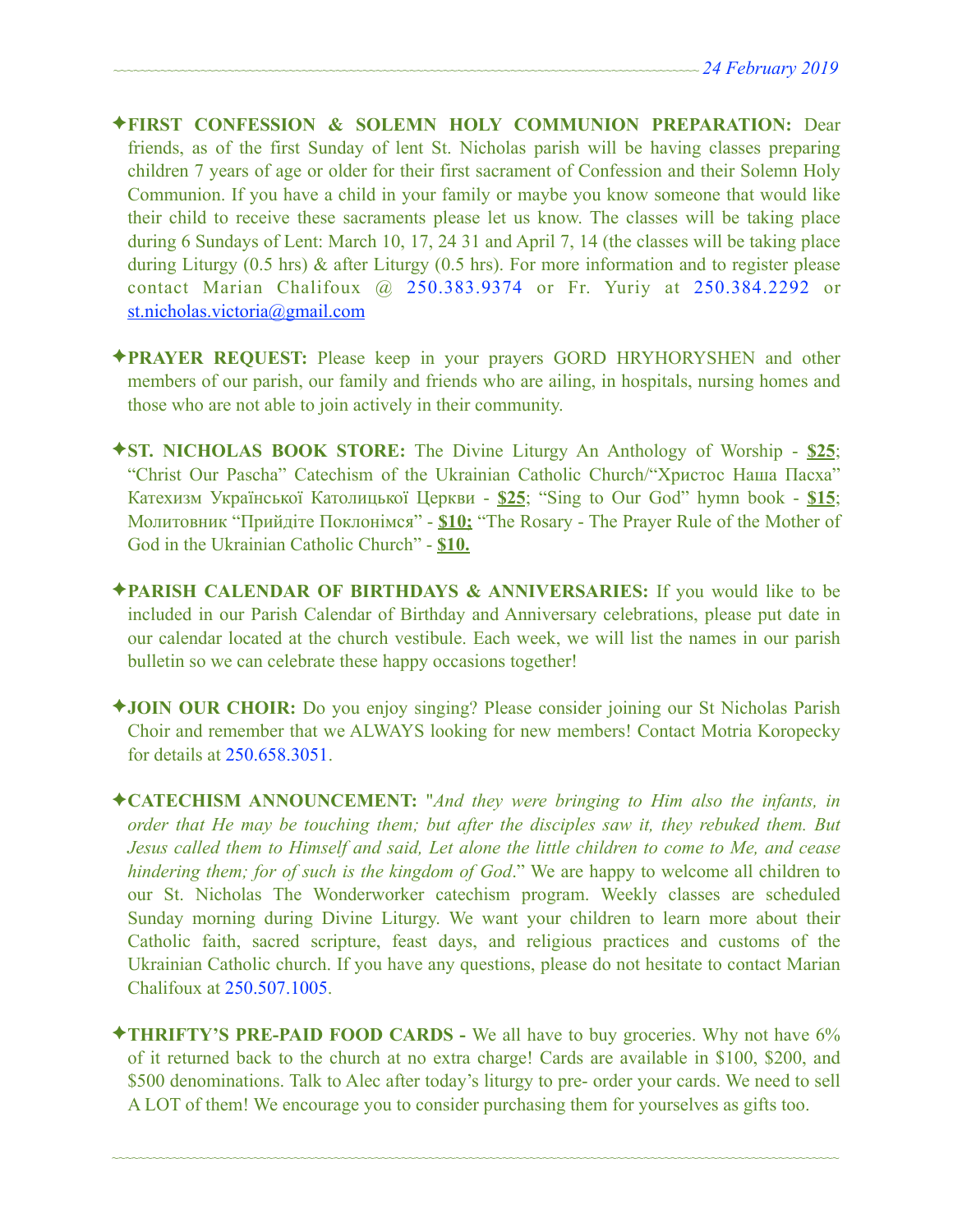✦**FIRST CONFESSION & SOLEMN HOLY COMMUNION PREPARATION:** Dear friends, as of the first Sunday of lent St. Nicholas parish will be having classes preparing children 7 years of age or older for their first sacrament of Confession and their Solemn Holy Communion. If you have a child in your family or maybe you know someone that would like their child to receive these sacraments please let us know. The classes will be taking place during 6 Sundays of Lent: March 10, 17, 24 31 and April 7, 14 (the classes will be taking place during Liturgy (0.5 hrs) & after Liturgy (0.5 hrs). For more information and to register please contact Marian Chalifoux @ 250.383.9374 or Fr. Yuriy at 250.384.2292 or st.nicholas.victoria@gmail.com

✦**PRAYER REQUEST:** Please keep in your prayers GORD HRYHORYSHEN and other members of our parish, our family and friends who are ailing, in hospitals, nursing homes and those who are not able to join actively in their community.

✦**ST. NICHOLAS BOOK STORE:** The Divine Liturgy An Anthology of Worship - **$25**; "Christ Our Pascha" Catechism of the Ukrainian Catholic Church/"Христос Наша Пасха" Катехизм Української Католицької Церкви - **$25**; "Sing to Our God" hymn book - **$15**; Молитовник "Прийдіте Поклонімся" - **$10;** "The Rosary - The Prayer Rule of the Mother of God in the Ukrainian Catholic Church" - **$10.**

✦**PARISH CALENDAR OF BIRTHDAYS & ANNIVERSARIES:** If you would like to be included in our Parish Calendar of Birthday and Anniversary celebrations, please put date in our calendar located at the church vestibule. Each week, we will list the names in our parish bulletin so we can celebrate these happy occasions together!

✦**JOIN OUR CHOIR:** Do you enjoy singing? Please consider joining our St Nicholas Parish Choir and remember that we ALWAYS looking for new members! Contact Motria Koropecky for details at 250.658.3051.

✦**CATECHISM ANNOUNCEMENT:** "*And they were bringing to Him also the infants, in order that He may be touching them; but after the disciples saw it, they rebuked them. But Jesus called them to Himself and said, Let alone the little children to come to Me, and cease hindering them; for of such is the kingdom of God*." We are happy to welcome all children to our St. Nicholas The Wonderworker catechism program. Weekly classes are scheduled Sunday morning during Divine Liturgy. We want your children to learn more about their Catholic faith, sacred scripture, feast days, and religious practices and customs of the Ukrainian Catholic church. If you have any questions, please do not hesitate to contact Marian Chalifoux at 250.507.1005.

✦**THRIFTY'S PRE-PAID FOOD CARDS -** We all have to buy groceries. Why not have 6% of it returned back to the church at no extra charge! Cards are available in $100, $200, and $500 denominations. Talk to Alec after today's liturgy to pre- order your cards. We need to sell A LOT of them! We encourage you to consider purchasing them for yourselves as gifts too.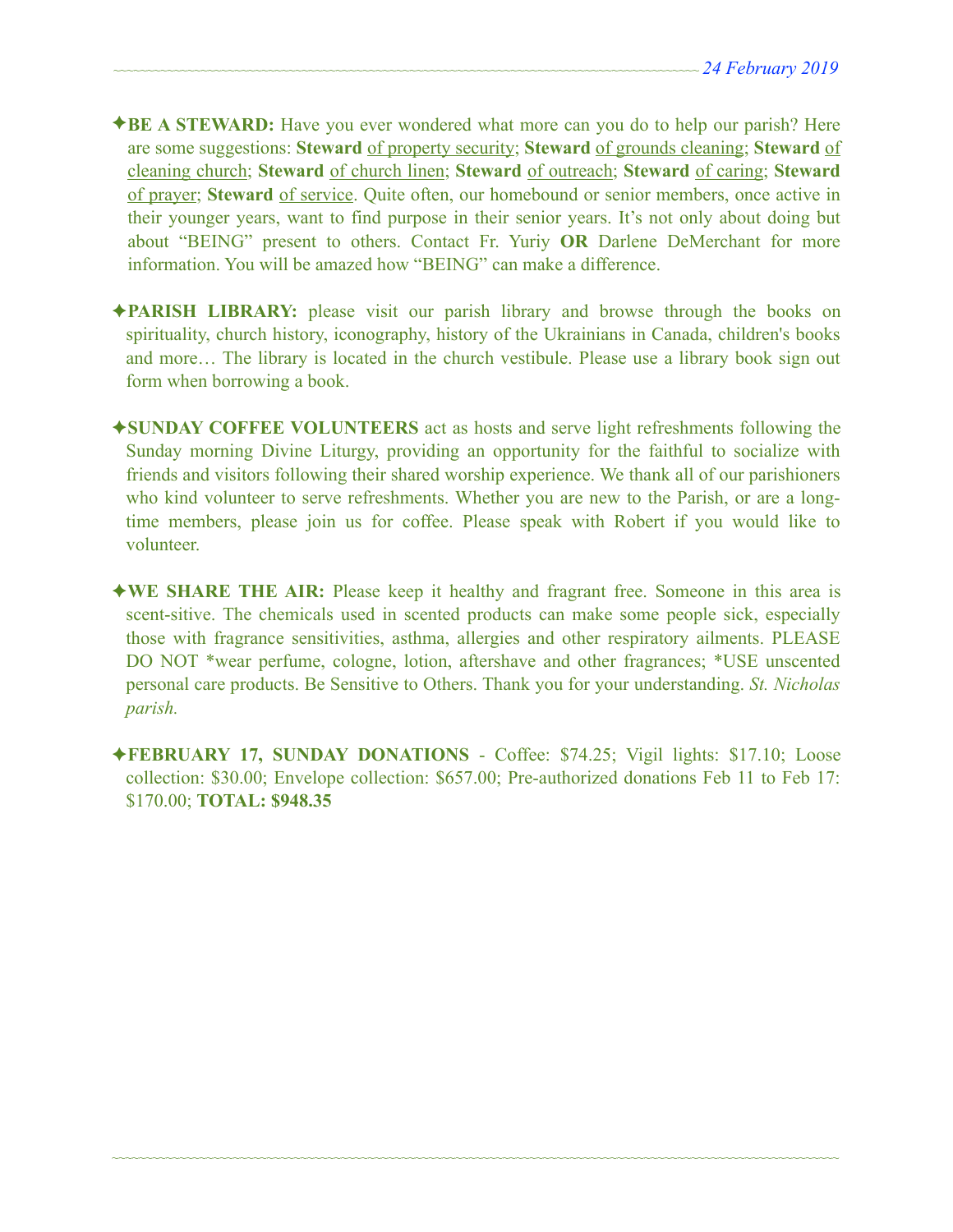✦**BE A STEWARD:** Have you ever wondered what more can you do to help our parish? Here are some suggestions: **Steward** of property security; **Steward** of grounds cleaning; **Steward** of cleaning church; **Steward** of church linen; **Steward** of outreach; **Steward** of caring; **Steward** of prayer; **Steward** of service. Quite often, our homebound or senior members, once active in their younger years, want to find purpose in their senior years. It's not only about doing but about "BEING" present to others. Contact Fr. Yuriy **OR** Darlene DeMerchant for more information. You will be amazed how "BEING" can make a difference.

✦**PARISH LIBRARY:** please visit our parish library and browse through the books on spirituality, church history, iconography, history of the Ukrainians in Canada, children's books and more… The library is located in the church vestibule. Please use a library book sign out form when borrowing a book.

✦**SUNDAY COFFEE VOLUNTEERS** act as hosts and serve light refreshments following the Sunday morning Divine Liturgy, providing an opportunity for the faithful to socialize with friends and visitors following their shared worship experience. We thank all of our parishioners who kind volunteer to serve refreshments. Whether you are new to the Parish, or are a long-time members, please join us for coffee. Please speak with Robert if you would like to volunteer.

✦**WE SHARE THE AIR:** Please keep it healthy and fragrant free. Someone in this area is scent-sitive. The chemicals used in scented products can make some people sick, especially those with fragrance sensitivities, asthma, allergies and other respiratory ailments. PLEASE DO NOT *wear perfume, cologne, lotion, aftershave and other fragrances; *USE unscented personal care products. Be Sensitive to Others. Thank you for your understanding. *St. Nicholas parish.*

✦**FEBRUARY 17, SUNDAY DONATIONS** - Coffee: $74.25; Vigil lights: $17.10; Loose collection: $30.00; Envelope collection: $657.00; Pre-authorized donations Feb 11 to Feb 17: $170.00; **TOTAL: $948.35**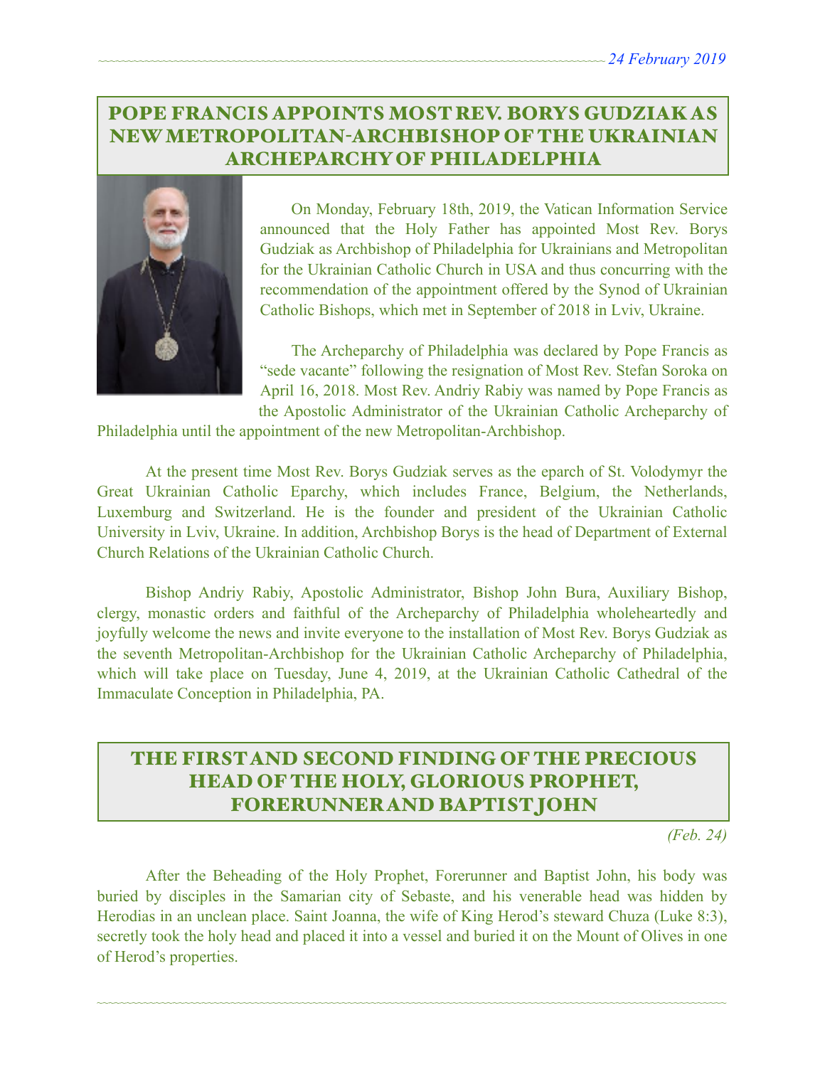## POPE FRANCIS APPOINTS MOST REV. BORYS GUDZIAK AS NEW METROPOLITAN-ARCHBISHOP OF THE UKRAINIAN ARCHEPARCHY OF PHILADELPHIA

On Monday, February 18th, 2019, the Vatican Information Service announced that the Holy Father has appointed Most Rev. Borys Gudziak as Archbishop of Philadelphia for Ukrainians and Metropolitan for the Ukrainian Catholic Church in USA and thus concurring with the recommendation of the appointment offered by the Synod of Ukrainian Catholic Bishops, which met in September of 2018 in Lviv, Ukraine.

The Archeparchy of Philadelphia was declared by Pope Francis as "sede vacante" following the resignation of Most Rev. Stefan Soroka on April 16, 2018. Most Rev. Andriy Rabiy was named by Pope Francis as the Apostolic Administrator of the Ukrainian Catholic Archeparchy of Philadelphia until the appointment of the new Metropolitan-Archbishop.

At the present time Most Rev. Borys Gudziak serves as the eparch of St. Volodymyr the Great Ukrainian Catholic Eparchy, which includes France, Belgium, the Netherlands, Luxemburg and Switzerland. He is the founder and president of the Ukrainian Catholic University in Lviv, Ukraine. In addition, Archbishop Borys is the head of Department of External Church Relations of the Ukrainian Catholic Church.

Bishop Andriy Rabiy, Apostolic Administrator, Bishop John Bura, Auxiliary Bishop, clergy, monastic orders and faithful of the Archeparchy of Philadelphia wholeheartedly and joyfully welcome the news and invite everyone to the installation of Most Rev. Borys Gudziak as the seventh Metropolitan-Archbishop for the Ukrainian Catholic Archeparchy of Philadelphia, which will take place on Tuesday, June 4, 2019, at the Ukrainian Catholic Cathedral of the Immaculate Conception in Philadelphia, PA.

## THE FIRST AND SECOND FINDING OF THE PRECIOUS HEAD OF THE HOLY, GLORIOUS PROPHET, FORERUNNER AND BAPTIST JOHN

*(Feb. 24)*

After the Beheading of the Holy Prophet, Forerunner and Baptist John, his body was buried by disciples in the Samarian city of Sebaste, and his venerable head was hidden by Herodias in an unclean place. Saint Joanna, the wife of King Herod's steward Chuza (Luke 8:3), secretly took the holy head and placed it into a vessel and buried it on the Mount of Olives in one of Herod's properties.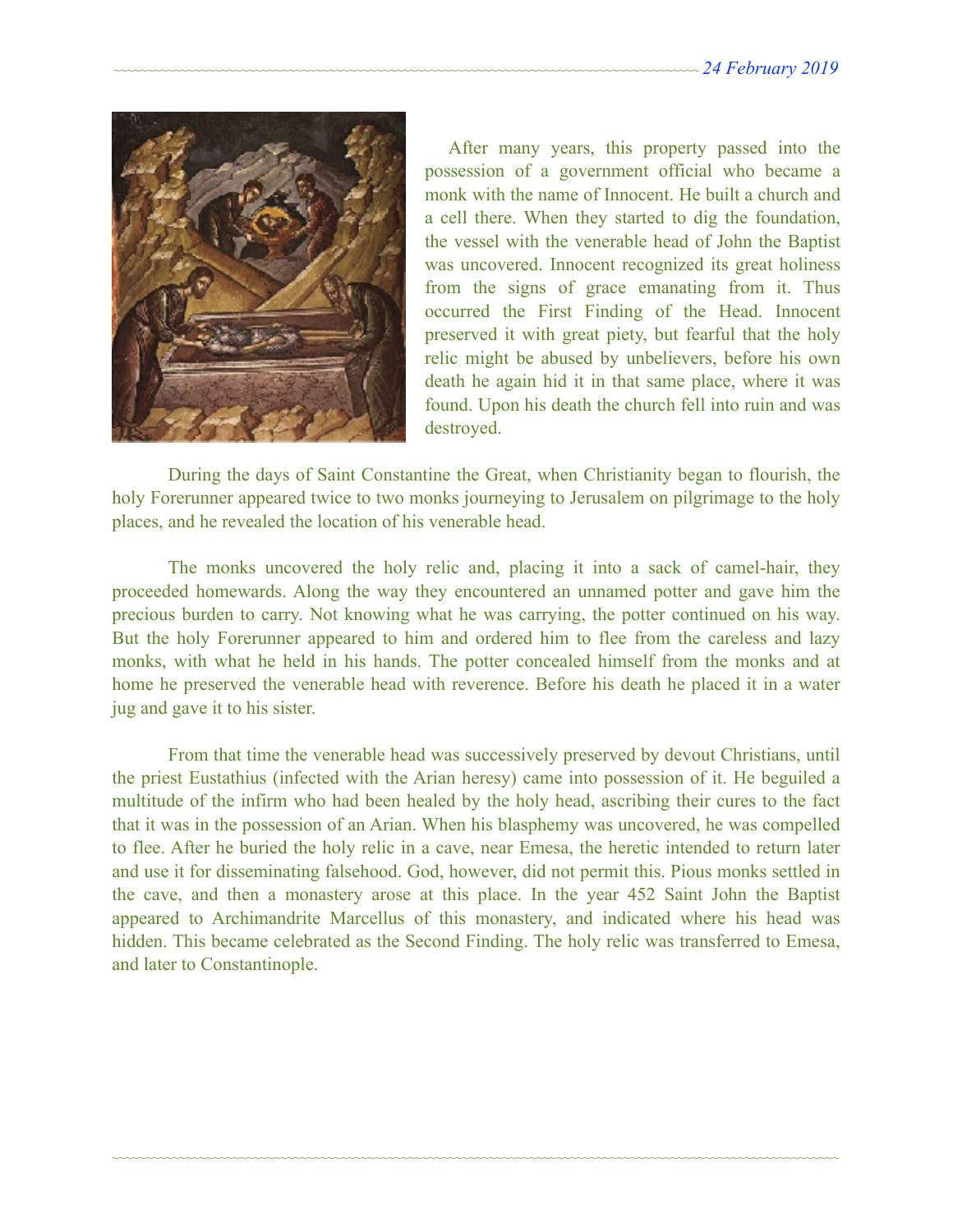After many years, this property passed into the possession of a government official who became a monk with the name of Innocent. He built a church and a cell there. When they started to dig the foundation, the vessel with the venerable head of John the Baptist was uncovered. Innocent recognized its great holiness from the signs of grace emanating from it. Thus occurred the First Finding of the Head. Innocent preserved it with great piety, but fearful that the holy relic might be abused by unbelievers, before his own death he again hid it in that same place, where it was found. Upon his death the church fell into ruin and was destroyed.

During the days of Saint Constantine the Great, when Christianity began to flourish, the holy Forerunner appeared twice to two monks journeying to Jerusalem on pilgrimage to the holy places, and he revealed the location of his venerable head.

The monks uncovered the holy relic and, placing it into a sack of camel-hair, they proceeded homewards. Along the way they encountered an unnamed potter and gave him the precious burden to carry. Not knowing what he was carrying, the potter continued on his way. But the holy Forerunner appeared to him and ordered him to flee from the careless and lazy monks, with what he held in his hands. The potter concealed himself from the monks and at home he preserved the venerable head with reverence. Before his death he placed it in a water jug and gave it to his sister.

From that time the venerable head was successively preserved by devout Christians, until the priest Eustathius (infected with the Arian heresy) came into possession of it. He beguiled a multitude of the infirm who had been healed by the holy head, ascribing their cures to the fact that it was in the possession of an Arian. When his blasphemy was uncovered, he was compelled to flee. After he buried the holy relic in a cave, near Emesa, the heretic intended to return later and use it for disseminating falsehood. God, however, did not permit this. Pious monks settled in the cave, and then a monastery arose at this place. In the year 452 Saint John the Baptist appeared to Archimandrite Marcellus of this monastery, and indicated where his head was hidden. This became celebrated as the Second Finding. The holy relic was transferred to Emesa, and later to Constantinople.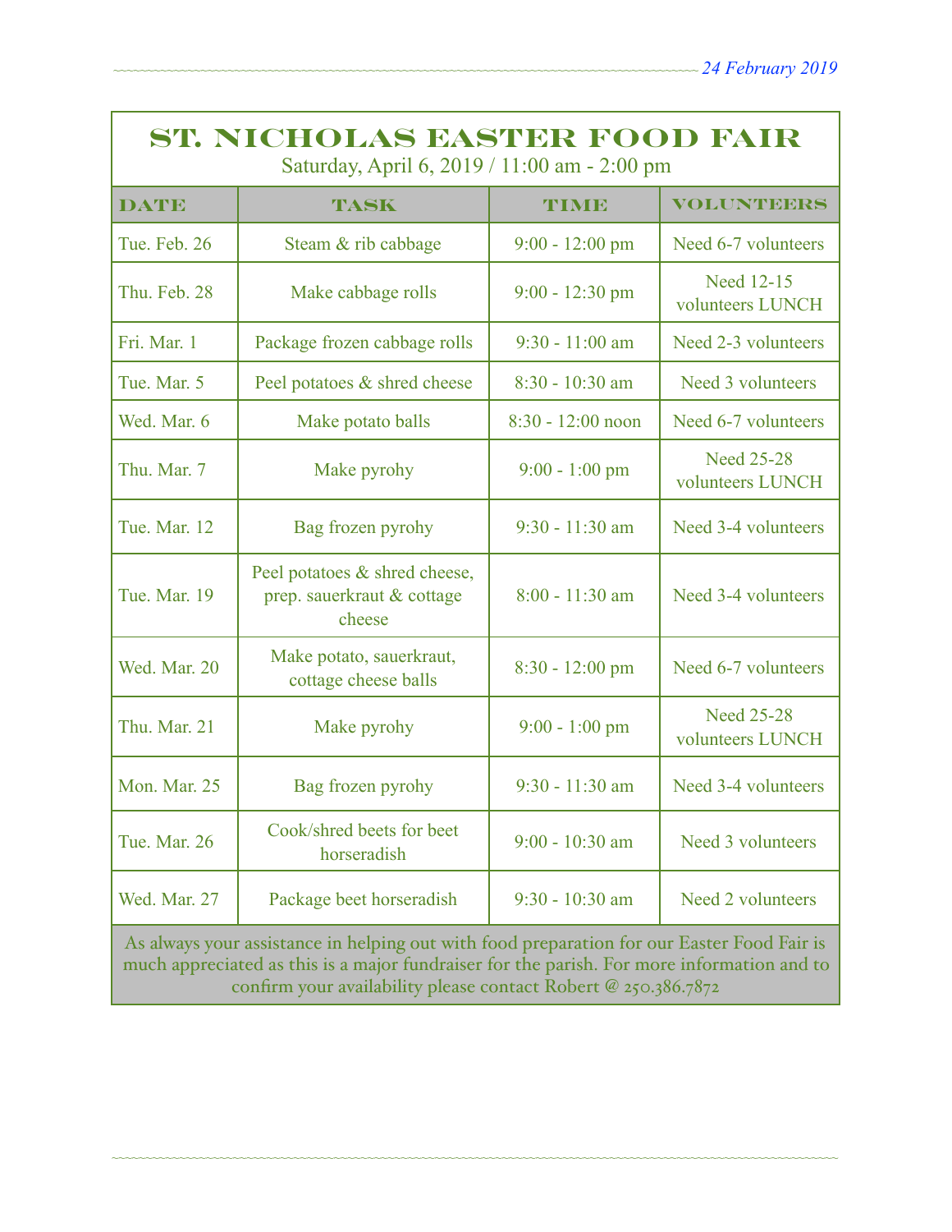# ST. NICHOLAS EASTER FOOD FAIR

Saturday, April 6, 2019 / 11:00 am - 2:00 pm

| DATE | TASK | TIME | VOLUNTEERS |
| --- | --- | --- | --- |
| Tue. Feb. 26 | Steam & rib cabbage | 9:00 - 12:00 pm | Need 6-7 volunteers |
| Thu. Feb. 28 | Make cabbage rolls | 9:00 - 12:30 pm | Need 12-15 volunteers LUNCH |
| Fri. Mar. 1 | Package frozen cabbage rolls | 9:30 - 11:00 am | Need 2-3 volunteers |
| Tue. Mar. 5 | Peel potatoes & shred cheese | 8:30 - 10:30 am | Need 3 volunteers |
| Wed. Mar. 6 | Make potato balls | 8:30 - 12:00 noon | Need 6-7 volunteers |
| Thu. Mar. 7 | Make pyrohy | 9:00 - 1:00 pm | Need 25-28 volunteers LUNCH |
| Tue. Mar. 12 | Bag frozen pyrohy | 9:30 - 11:30 am | Need 3-4 volunteers |
| Tue. Mar. 19 | Peel potatoes & shred cheese, prep. sauerkraut & cottage cheese | 8:00 - 11:30 am | Need 3-4 volunteers |
| Wed. Mar. 20 | Make potato, sauerkraut, cottage cheese balls | 8:30 - 12:00 pm | Need 6-7 volunteers |
| Thu. Mar. 21 | Make pyrohy | 9:00 - 1:00 pm | Need 25-28 volunteers LUNCH |
| Mon. Mar. 25 | Bag frozen pyrohy | 9:30 - 11:30 am | Need 3-4 volunteers |
| Tue. Mar. 26 | Cook/shred beets for beet horseradish | 9:00 - 10:30 am | Need 3 volunteers |
| Wed. Mar. 27 | Package beet horseradish | 9:30 - 10:30 am | Need 2 volunteers |

As always your assistance in helping out with food preparation for our Easter Food Fair is much appreciated as this is a major fundraiser for the parish. For more information and to confirm your availability please contact Robert @ 250.386.7872